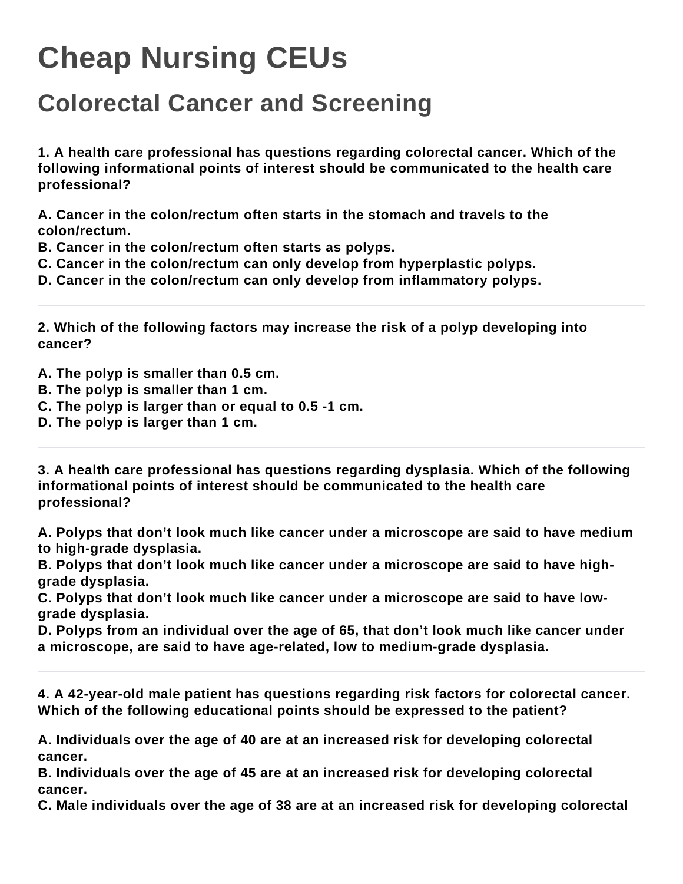# Cheap Nursing CEUs

## Colorectal Cancer and Screening

**1. A health care professional has questions regarding colorectal cancer. Which of the following informational points of interest should be communicated to the health care professional?**

**A. Cancer in the colon/rectum often starts in the stomach and travels to the colon/rectum.**
**B. Cancer in the colon/rectum often starts as polyps.**
**C. Cancer in the colon/rectum can only develop from hyperplastic polyps.**
**D. Cancer in the colon/rectum can only develop from inflammatory polyps.**

---

**2. Which of the following factors may increase the risk of a polyp developing into cancer?**

**A. The polyp is smaller than 0.5 cm.**
**B. The polyp is smaller than 1 cm.**
**C. The polyp is larger than or equal to 0.5 -1 cm.**
**D. The polyp is larger than 1 cm.**

---

**3. A health care professional has questions regarding dysplasia. Which of the following informational points of interest should be communicated to the health care professional?**

**A. Polyps that don't look much like cancer under a microscope are said to have medium to high-grade dysplasia.**
**B. Polyps that don't look much like cancer under a microscope are said to have high-grade dysplasia.**
**C. Polyps that don't look much like cancer under a microscope are said to have low-grade dysplasia.**
**D. Polyps from an individual over the age of 65, that don't look much like cancer under a microscope, are said to have age-related, low to medium-grade dysplasia.**

---

**4. A 42-year-old male patient has questions regarding risk factors for colorectal cancer. Which of the following educational points should be expressed to the patient?**

**A. Individuals over the age of 40 are at an increased risk for developing colorectal cancer.**
**B. Individuals over the age of 45 are at an increased risk for developing colorectal cancer.**
**C. Male individuals over the age of 38 are at an increased risk for developing colorectal**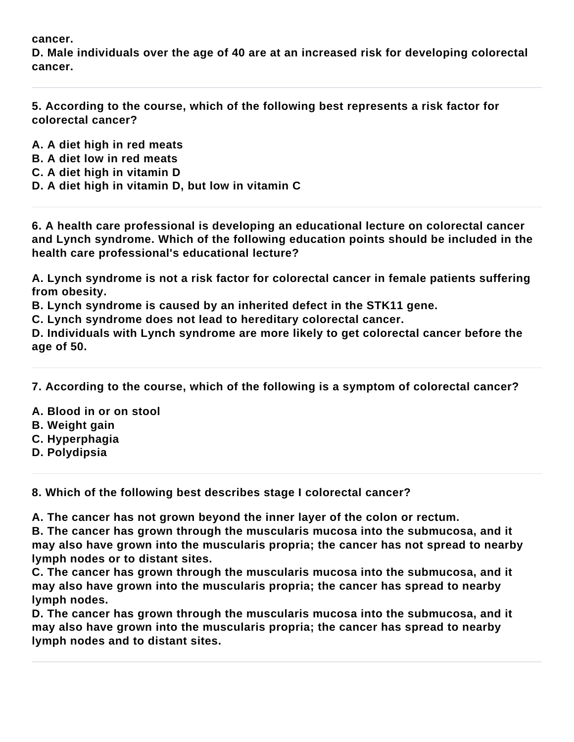**cancer.**
**D. Male individuals over the age of 40 are at an increased risk for developing colorectal cancer.**

---

**5. According to the course, which of the following best represents a risk factor for colorectal cancer?**

**A. A diet high in red meats**
**B. A diet low in red meats**
**C. A diet high in vitamin D**
**D. A diet high in vitamin D, but low in vitamin C**

---

**6. A health care professional is developing an educational lecture on colorectal cancer and Lynch syndrome. Which of the following education points should be included in the health care professional's educational lecture?**

**A. Lynch syndrome is not a risk factor for colorectal cancer in female patients suffering from obesity.**
**B. Lynch syndrome is caused by an inherited defect in the STK11 gene.**
**C. Lynch syndrome does not lead to hereditary colorectal cancer.**
**D. Individuals with Lynch syndrome are more likely to get colorectal cancer before the age of 50.**

---

**7. According to the course, which of the following is a symptom of colorectal cancer?**

**A. Blood in or on stool**
**B. Weight gain**
**C. Hyperphagia**
**D. Polydipsia**

---

**8. Which of the following best describes stage I colorectal cancer?**

**A. The cancer has not grown beyond the inner layer of the colon or rectum.**
**B. The cancer has grown through the muscularis mucosa into the submucosa, and it may also have grown into the muscularis propria; the cancer has not spread to nearby lymph nodes or to distant sites.**
**C. The cancer has grown through the muscularis mucosa into the submucosa, and it may also have grown into the muscularis propria; the cancer has spread to nearby lymph nodes.**
**D. The cancer has grown through the muscularis mucosa into the submucosa, and it may also have grown into the muscularis propria; the cancer has spread to nearby lymph nodes and to distant sites.**

---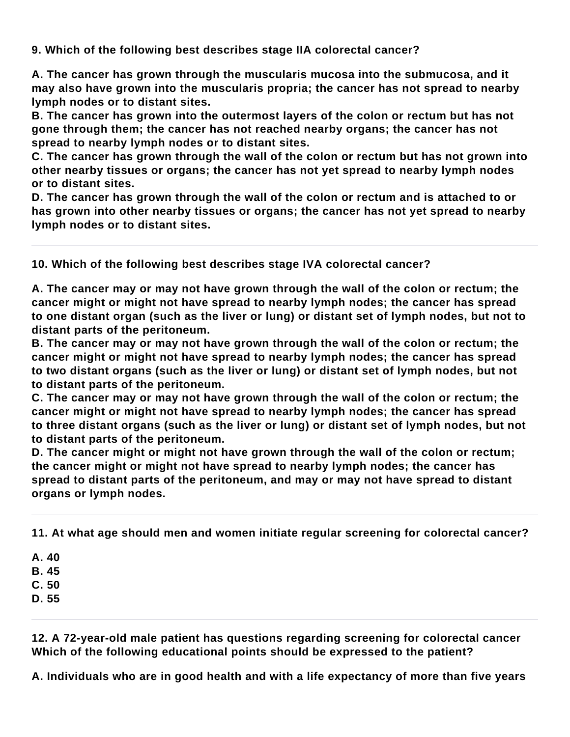**9. Which of the following best describes stage IIA colorectal cancer?**

**A. The cancer has grown through the muscularis mucosa into the submucosa, and it may also have grown into the muscularis propria; the cancer has not spread to nearby lymph nodes or to distant sites.**
**B. The cancer has grown into the outermost layers of the colon or rectum but has not gone through them; the cancer has not reached nearby organs; the cancer has not spread to nearby lymph nodes or to distant sites.**
**C. The cancer has grown through the wall of the colon or rectum but has not grown into other nearby tissues or organs; the cancer has not yet spread to nearby lymph nodes or to distant sites.**
**D. The cancer has grown through the wall of the colon or rectum and is attached to or has grown into other nearby tissues or organs; the cancer has not yet spread to nearby lymph nodes or to distant sites.**

---

**10. Which of the following best describes stage IVA colorectal cancer?**

**A. The cancer may or may not have grown through the wall of the colon or rectum; the cancer might or might not have spread to nearby lymph nodes; the cancer has spread to one distant organ (such as the liver or lung) or distant set of lymph nodes, but not to distant parts of the peritoneum.**
**B. The cancer may or may not have grown through the wall of the colon or rectum; the cancer might or might not have spread to nearby lymph nodes; the cancer has spread to two distant organs (such as the liver or lung) or distant set of lymph nodes, but not to distant parts of the peritoneum.**
**C. The cancer may or may not have grown through the wall of the colon or rectum; the cancer might or might not have spread to nearby lymph nodes; the cancer has spread to three distant organs (such as the liver or lung) or distant set of lymph nodes, but not to distant parts of the peritoneum.**
**D. The cancer might or might not have grown through the wall of the colon or rectum; the cancer might or might not have spread to nearby lymph nodes; the cancer has spread to distant parts of the peritoneum, and may or may not have spread to distant organs or lymph nodes.**

---

**11. At what age should men and women initiate regular screening for colorectal cancer?**

**A. 40**
**B. 45**
**C. 50**
**D. 55**

---

**12. A 72-year-old male patient has questions regarding screening for colorectal cancer Which of the following educational points should be expressed to the patient?**

**A. Individuals who are in good health and with a life expectancy of more than five years**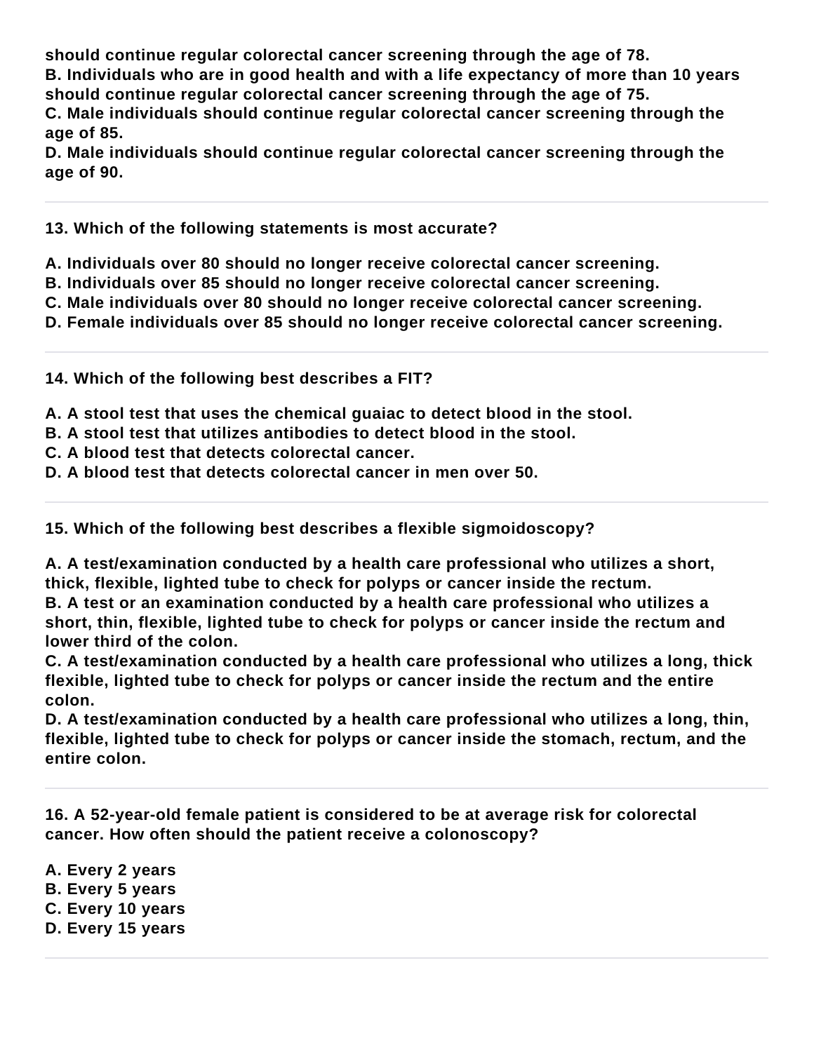**should continue regular colorectal cancer screening through the age of 78.**
**B. Individuals who are in good health and with a life expectancy of more than 10 years should continue regular colorectal cancer screening through the age of 75.**
**C. Male individuals should continue regular colorectal cancer screening through the age of 85.**
**D. Male individuals should continue regular colorectal cancer screening through the age of 90.**

---

**13. Which of the following statements is most accurate?**

**A. Individuals over 80 should no longer receive colorectal cancer screening.**
**B. Individuals over 85 should no longer receive colorectal cancer screening.**
**C. Male individuals over 80 should no longer receive colorectal cancer screening.**
**D. Female individuals over 85 should no longer receive colorectal cancer screening.**

---

**14. Which of the following best describes a FIT?**

**A. A stool test that uses the chemical guaiac to detect blood in the stool.**
**B. A stool test that utilizes antibodies to detect blood in the stool.**
**C. A blood test that detects colorectal cancer.**
**D. A blood test that detects colorectal cancer in men over 50.**

---

**15. Which of the following best describes a flexible sigmoidoscopy?**

**A. A test/examination conducted by a health care professional who utilizes a short, thick, flexible, lighted tube to check for polyps or cancer inside the rectum.**
**B. A test or an examination conducted by a health care professional who utilizes a short, thin, flexible, lighted tube to check for polyps or cancer inside the rectum and lower third of the colon.**
**C. A test/examination conducted by a health care professional who utilizes a long, thick flexible, lighted tube to check for polyps or cancer inside the rectum and the entire colon.**
**D. A test/examination conducted by a health care professional who utilizes a long, thin, flexible, lighted tube to check for polyps or cancer inside the stomach, rectum, and the entire colon.**

---

**16. A 52-year-old female patient is considered to be at average risk for colorectal cancer. How often should the patient receive a colonoscopy?**

**A. Every 2 years**
**B. Every 5 years**
**C. Every 10 years**
**D. Every 15 years**

---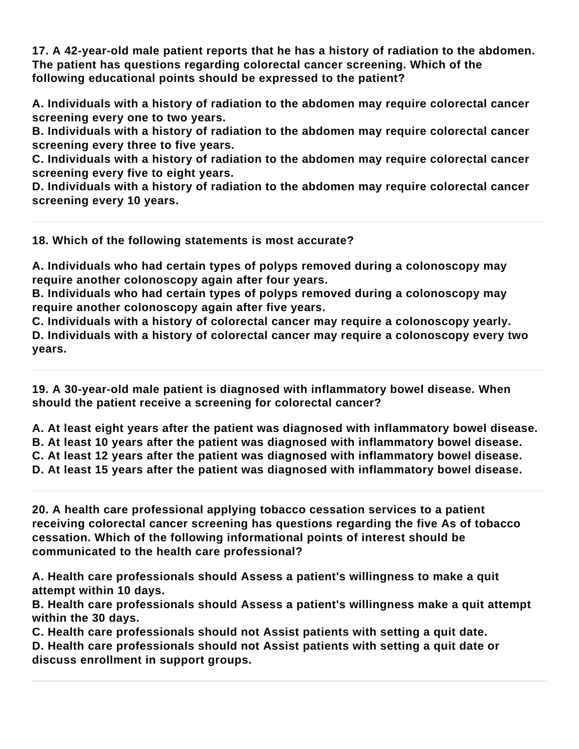**17. A 42-year-old male patient reports that he has a history of radiation to the abdomen. The patient has questions regarding colorectal cancer screening. Which of the following educational points should be expressed to the patient?**

**A. Individuals with a history of radiation to the abdomen may require colorectal cancer screening every one to two years.**
**B. Individuals with a history of radiation to the abdomen may require colorectal cancer screening every three to five years.**
**C. Individuals with a history of radiation to the abdomen may require colorectal cancer screening every five to eight years.**
**D. Individuals with a history of radiation to the abdomen may require colorectal cancer screening every 10 years.**

---

**18. Which of the following statements is most accurate?**

**A. Individuals who had certain types of polyps removed during a colonoscopy may require another colonoscopy again after four years.**
**B. Individuals who had certain types of polyps removed during a colonoscopy may require another colonoscopy again after five years.**
**C. Individuals with a history of colorectal cancer may require a colonoscopy yearly.**
**D. Individuals with a history of colorectal cancer may require a colonoscopy every two years.**

---

**19. A 30-year-old male patient is diagnosed with inflammatory bowel disease. When should the patient receive a screening for colorectal cancer?**

**A. At least eight years after the patient was diagnosed with inflammatory bowel disease.**
**B. At least 10 years after the patient was diagnosed with inflammatory bowel disease.**
**C. At least 12 years after the patient was diagnosed with inflammatory bowel disease.**
**D. At least 15 years after the patient was diagnosed with inflammatory bowel disease.**

---

**20. A health care professional applying tobacco cessation services to a patient receiving colorectal cancer screening has questions regarding the five As of tobacco cessation. Which of the following informational points of interest should be communicated to the health care professional?**

**A. Health care professionals should Assess a patient's willingness to make a quit attempt within 10 days.**
**B. Health care professionals should Assess a patient's willingness make a quit attempt within the 30 days.**
**C. Health care professionals should not Assist patients with setting a quit date.**
**D. Health care professionals should not Assist patients with setting a quit date or discuss enrollment in support groups.**

---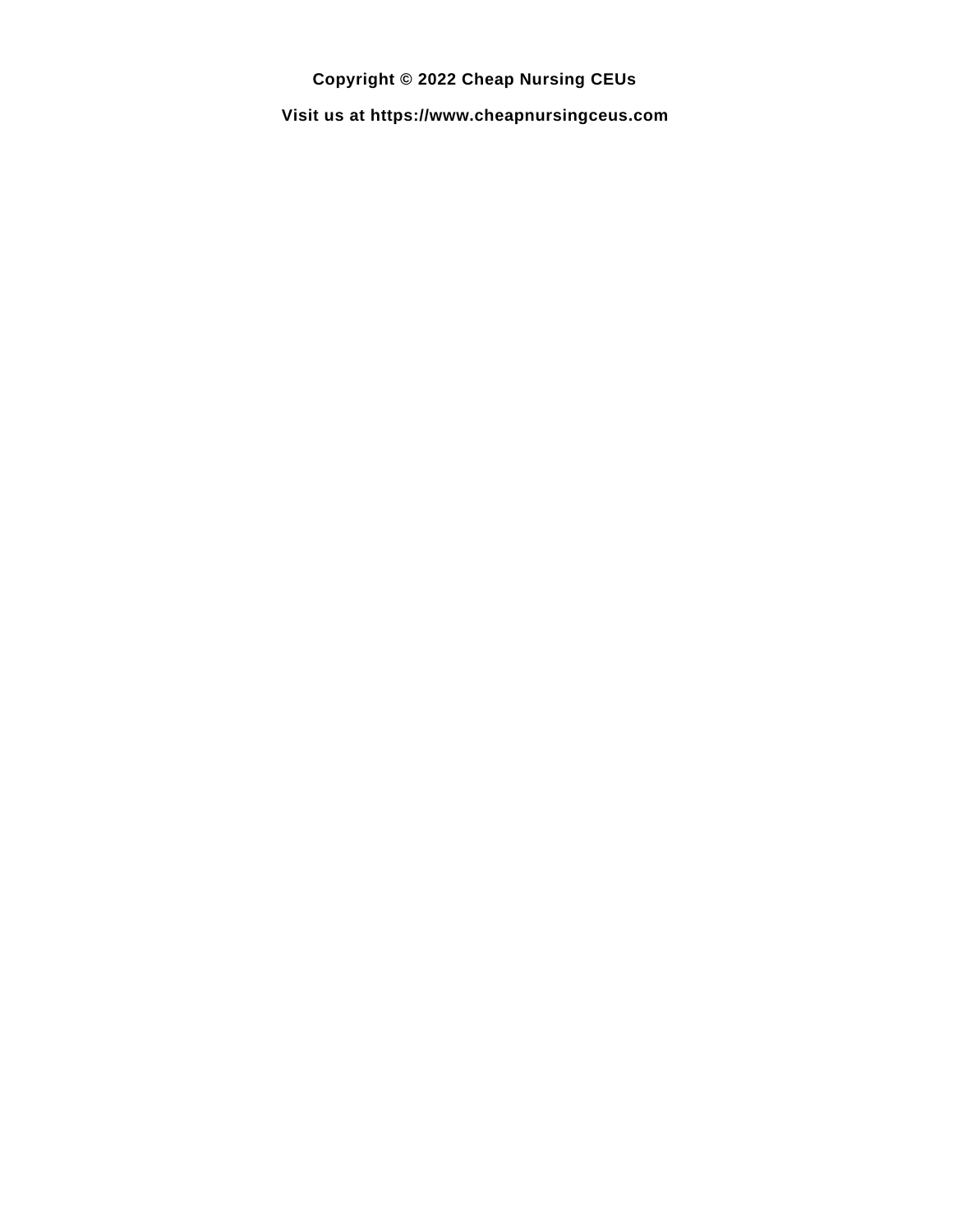**Copyright © 2022 Cheap Nursing CEUs**

**Visit us at https://www.cheapnursingceus.com**